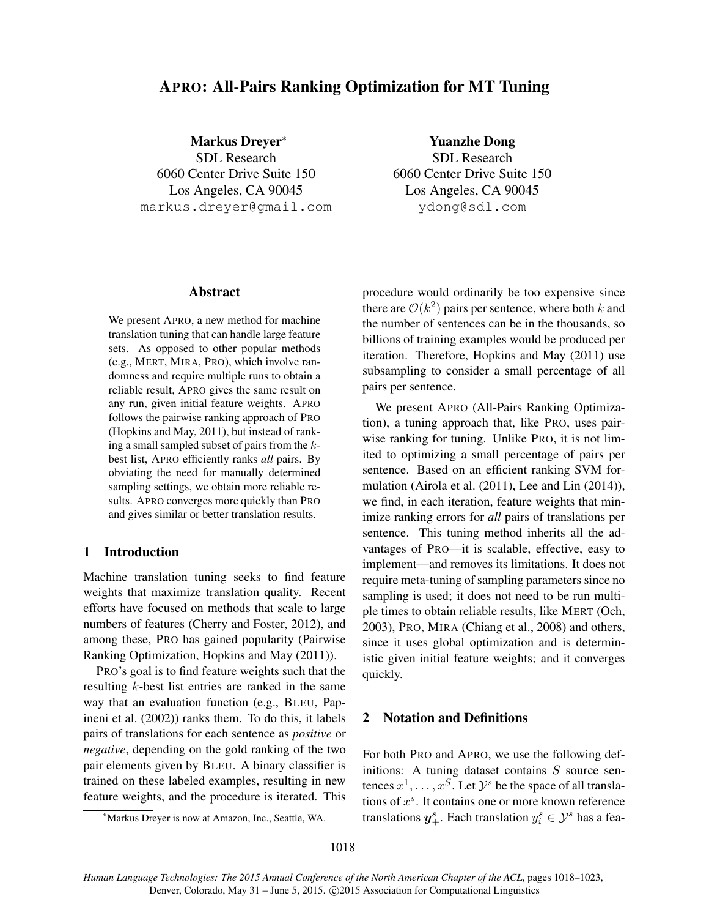# APRO: All-Pairs Ranking Optimization for MT Tuning

**Markus Dreyer***
SDL Research
6060 Center Drive Suite 150
Los Angeles, CA 90045
markus.dreyer@gmail.com

**Yuanzhe Dong**
SDL Research
6060 Center Drive Suite 150
Los Angeles, CA 90045
ydong@sdl.com

## Abstract

We present APRO, a new method for machine translation tuning that can handle large feature sets. As opposed to other popular methods (e.g., MERT, MIRA, PRO), which involve randomness and require multiple runs to obtain a reliable result, APRO gives the same result on any run, given initial feature weights. APRO follows the pairwise ranking approach of PRO (Hopkins and May, 2011), but instead of ranking a small sampled subset of pairs from the $k$-best list, APRO efficiently ranks *all* pairs. By obviating the need for manually determined sampling settings, we obtain more reliable results. APRO converges more quickly than PRO and gives similar or better translation results.

## 1 Introduction

Machine translation tuning seeks to find feature weights that maximize translation quality. Recent efforts have focused on methods that scale to large numbers of features (Cherry and Foster, 2012), and among these, PRO has gained popularity (Pairwise Ranking Optimization, Hopkins and May (2011)).

PRO's goal is to find feature weights such that the resulting $k$-best list entries are ranked in the same way that an evaluation function (e.g., BLEU, Papineni et al. (2002)) ranks them. To do this, it labels pairs of translations for each sentence as *positive* or *negative*, depending on the gold ranking of the two pair elements given by BLEU. A binary classifier is trained on these labeled examples, resulting in new feature weights, and the procedure is iterated. This procedure would ordinarily be too expensive since there are $\mathcal{O}(k^2)$ pairs per sentence, where both $k$ and the number of sentences can be in the thousands, so billions of training examples would be produced per iteration. Therefore, Hopkins and May (2011) use subsampling to consider a small percentage of all pairs per sentence.

We present APRO (All-Pairs Ranking Optimization), a tuning approach that, like PRO, uses pairwise ranking for tuning. Unlike PRO, it is not limited to optimizing a small percentage of pairs per sentence. Based on an efficient ranking SVM formulation (Airola et al. (2011), Lee and Lin (2014)), we find, in each iteration, feature weights that minimize ranking errors for *all* pairs of translations per sentence. This tuning method inherits all the advantages of PRO—it is scalable, effective, easy to implement—and removes its limitations. It does not require meta-tuning of sampling parameters since no sampling is used; it does not need to be run multiple times to obtain reliable results, like MERT (Och, 2003), PRO, MIRA (Chiang et al., 2008) and others, since it uses global optimization and is deterministic given initial feature weights; and it converges quickly.

## 2 Notation and Definitions

For both PRO and APRO, we use the following definitions: A tuning dataset contains $S$ source sentences $x^1, \ldots, x^S$. Let $\mathcal{Y}^s$ be the space of all translations of $x^s$. It contains one or more known reference translations $\boldsymbol{y}_+^s$. Each translation $y_i^s \in \mathcal{Y}^s$ has a fea-

*Markus Dreyer is now at Amazon, Inc., Seattle, WA.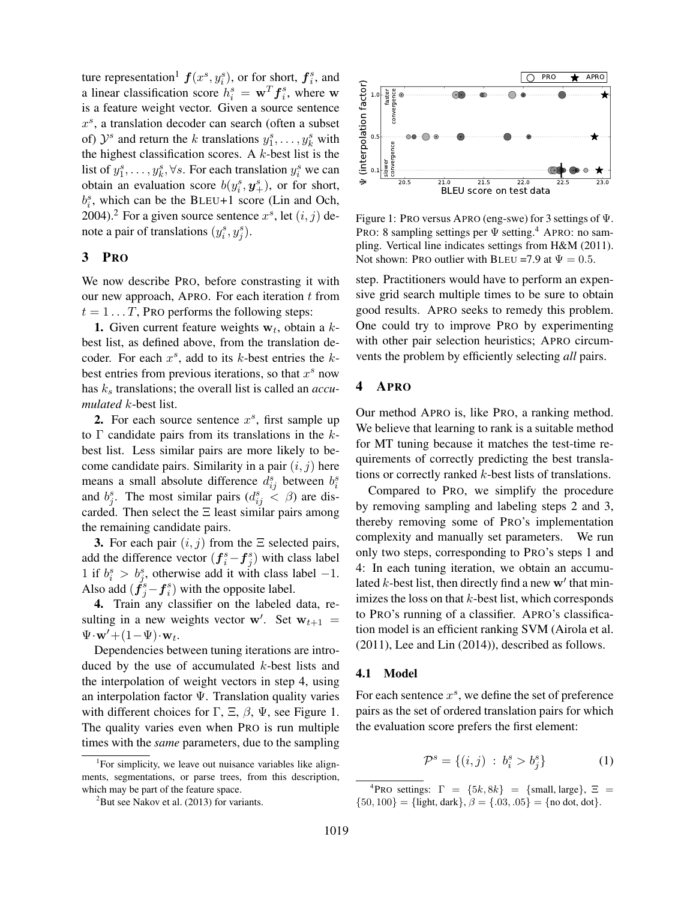ture representation[1] $\boldsymbol{f}(x^s, y_i^s)$, or for short, $\boldsymbol{f}_i^s$, and a linear classification score $h_i^s = \mathbf{w}^T \boldsymbol{f}_i^s$, where $\mathbf{w}$ is a feature weight vector. Given a source sentence $x^s$, a translation decoder can search (often a subset of) $\mathcal{Y}^s$ and return the $k$ translations $y_1^s, \ldots, y_k^s$ with the highest classification scores. A $k$-best list is the list of $y_1^s, \ldots, y_k^s, \forall s$. For each translation $y_i^s$ we can obtain an evaluation score $b(y_i^s, \boldsymbol{y}_+^s)$, or for short, $b_i^s$, which can be the BLEU+1 score (Lin and Och, 2004).[2] For a given source sentence $x^s$, let $(i, j)$ denote a pair of translations $(y_i^s, y_j^s)$.

## 3 PRO

We now describe PRO, before constrasting it with our new approach, APRO. For each iteration $t$ from $t = 1 \ldots T$, PRO performs the following steps:

**1.** Given current feature weights $\mathbf{w}_t$, obtain a $k$-best list, as defined above, from the translation decoder. For each $x^s$, add to its $k$-best entries the $k$-best entries from previous iterations, so that $x^s$ now has $k_s$ translations; the overall list is called an *accumulated* $k$-best list.

**2.** For each source sentence $x^s$, first sample up to $\Gamma$ candidate pairs from its translations in the $k$-best list. Less similar pairs are more likely to become candidate pairs. Similarity in a pair $(i, j)$ here means a small absolute difference $d_{ij}^s$ between $b_i^s$ and $b_j^s$. The most similar pairs ($d_{ij}^s < \beta$) are discarded. Then select the $\Xi$ least similar pairs among the remaining candidate pairs.

**3.** For each pair $(i, j)$ from the $\Xi$ selected pairs, add the difference vector $(\boldsymbol{f}_i^s - \boldsymbol{f}_j^s)$ with class label 1 if $b_i^s > b_j^s$, otherwise add it with class label $-1$. Also add $(\boldsymbol{f}_j^s - \boldsymbol{f}_i^s)$ with the opposite label.

**4.** Train any classifier on the labeled data, resulting in a new weights vector $\mathbf{w}'$. Set $\mathbf{w}_{t+1} = \Psi \cdot \mathbf{w}' + (1 - \Psi) \cdot \mathbf{w}_t$.

Dependencies between tuning iterations are introduced by the use of accumulated $k$-best lists and the interpolation of weight vectors in step 4, using an interpolation factor $\Psi$. Translation quality varies with different choices for $\Gamma$, $\Xi$, $\beta$, $\Psi$, see Figure 1. The quality varies even when PRO is run multiple times with the *same* parameters, due to the sampling step. Practitioners would have to perform an expensive grid search multiple times to be sure to obtain good results. APRO seeks to remedy this problem. One could try to improve PRO by experimenting with other pair selection heuristics; APRO circumvents the problem by efficiently selecting *all* pairs.

Figure 1: PRO versus APRO (eng-swe) for 3 settings of $\Psi$. PRO: 8 sampling settings per $\Psi$ setting.[4] APRO: no sampling. Vertical line indicates settings from H&M (2011). Not shown: PRO outlier with BLEU =7.9 at $\Psi = 0.5$.

## 4 APRO

Our method APRO is, like PRO, a ranking method. We believe that learning to rank is a suitable method for MT tuning because it matches the test-time requirements of correctly predicting the best translations or correctly ranked $k$-best lists of translations.

Compared to PRO, we simplify the procedure by removing sampling and labeling steps 2 and 3, thereby removing some of PRO's implementation complexity and manually set parameters. We run only two steps, corresponding to PRO's steps 1 and 4: In each tuning iteration, we obtain an accumulated $k$-best list, then directly find a new $\mathbf{w}'$ that minimizes the loss on that $k$-best list, which corresponds to PRO's running of a classifier. APRO's classification model is an efficient ranking SVM (Airola et al. (2011), Lee and Lin (2014)), described as follows.

### 4.1 Model

For each sentence $x^s$, we define the set of preference pairs as the set of ordered translation pairs for which the evaluation score prefers the first element:

$$\mathcal{P}^s = \{(i, j) \;:\; b_i^s > b_j^s\} \tag{1}$$

[1] For simplicity, we leave out nuisance variables like alignments, segmentations, or parse trees, from this description, which may be part of the feature space.

[2] But see Nakov et al. (2013) for variants.

[4] PRO settings: $\Gamma = \{5k, 8k\} = \{\text{small, large}\}$, $\Xi = \{50, 100\} = \{\text{light, dark}\}$, $\beta = \{.03, .05\} = \{\text{no dot, dot}\}$.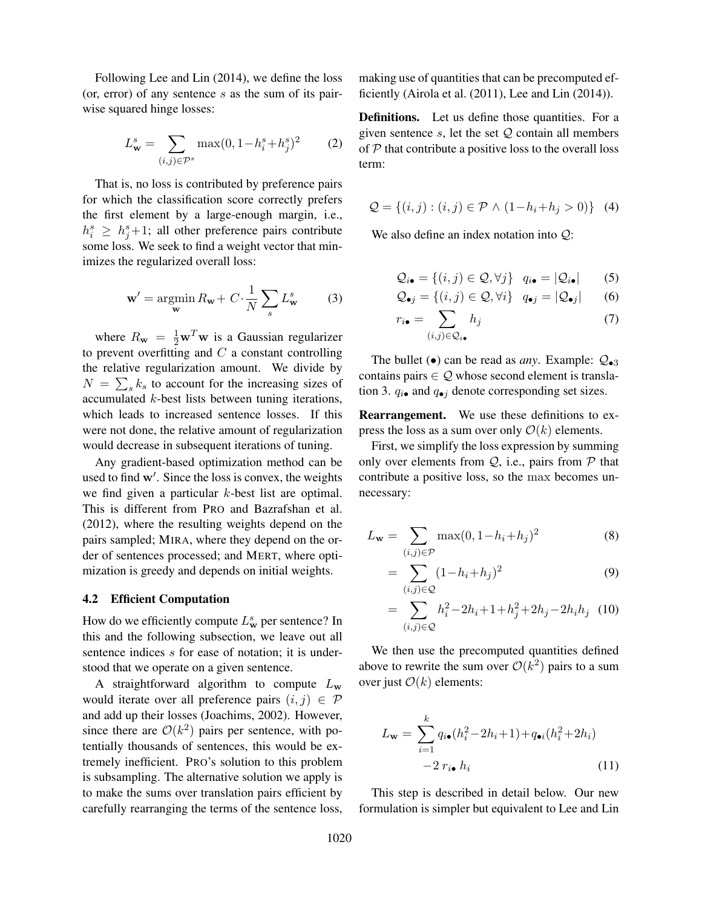Following Lee and Lin (2014), we define the loss (or, error) of any sentence $s$ as the sum of its pairwise squared hinge losses:

$$L^s_{\mathbf{w}} = \sum_{(i,j) \in \mathcal{P}^s} \max(0, 1 - h^s_i + h^s_j)^2 \tag{2}$$

That is, no loss is contributed by preference pairs for which the classification score correctly prefers the first element by a large-enough margin, i.e., $h^s_i \geq h^s_j + 1$; all other preference pairs contribute some loss. We seek to find a weight vector that minimizes the regularized overall loss:

$$\mathbf{w}' = \operatorname*{argmin}_{\mathbf{w}} R_{\mathbf{w}} + C \cdot \frac{1}{N} \sum_s L^s_{\mathbf{w}} \tag{3}$$

where $R_{\mathbf{w}} = \frac{1}{2}\mathbf{w}^T\mathbf{w}$ is a Gaussian regularizer to prevent overfitting and $C$ a constant controlling the relative regularization amount. We divide by $N = \sum_s k_s$ to account for the increasing sizes of accumulated $k$-best lists between tuning iterations, which leads to increased sentence losses. If this were not done, the relative amount of regularization would decrease in subsequent iterations of tuning.

Any gradient-based optimization method can be used to find $\mathbf{w}'$. Since the loss is convex, the weights we find given a particular $k$-best list are optimal. This is different from PRO and Bazrafshan et al. (2012), where the resulting weights depend on the pairs sampled; MIRA, where they depend on the order of sentences processed; and MERT, where optimization is greedy and depends on initial weights.

### 4.2 Efficient Computation

How do we efficiently compute $L^s_{\mathbf{w}}$ per sentence? In this and the following subsection, we leave out all sentence indices $s$ for ease of notation; it is understood that we operate on a given sentence.

A straightforward algorithm to compute $L_{\mathbf{w}}$ would iterate over all preference pairs $(i, j) \in \mathcal{P}$ and add up their losses (Joachims, 2002). However, since there are $\mathcal{O}(k^2)$ pairs per sentence, with potentially thousands of sentences, this would be extremely inefficient. PRO's solution to this problem is subsampling. The alternative solution we apply is to make the sums over translation pairs efficient by carefully rearranging the terms of the sentence loss, making use of quantities that can be precomputed efficiently (Airola et al. (2011), Lee and Lin (2014)).

**Definitions.** Let us define those quantities. For a given sentence $s$, let the set $\mathcal{Q}$ contain all members of $\mathcal{P}$ that contribute a positive loss to the overall loss term:

$$\mathcal{Q} = \{(i, j) : (i, j) \in \mathcal{P} \wedge (1 - h_i + h_j > 0)\} \tag{4}$$

We also define an index notation into $\mathcal{Q}$:

$$\mathcal{Q}_{i\bullet} = \{(i, j) \in \mathcal{Q}, \forall j\} \quad q_{i\bullet} = |\mathcal{Q}_{i\bullet}| \tag{5}$$

$$\mathcal{Q}_{\bullet j} = \{(i, j) \in \mathcal{Q}, \forall i\} \quad q_{\bullet j} = |\mathcal{Q}_{\bullet j}| \tag{6}$$

$$r_{i\bullet} = \sum_{(i,j) \in \mathcal{Q}_{i\bullet}} h_j \tag{7}$$

The bullet ($\bullet$) can be read as *any*. Example: $\mathcal{Q}_{\bullet 3}$ contains pairs $\in \mathcal{Q}$ whose second element is translation 3. $q_{i\bullet}$ and $q_{\bullet j}$ denote corresponding set sizes.

**Rearrangement.** We use these definitions to express the loss as a sum over only $\mathcal{O}(k)$ elements.

First, we simplify the loss expression by summing only over elements from $\mathcal{Q}$, i.e., pairs from $\mathcal{P}$ that contribute a positive loss, so the $\max$ becomes unnecessary:

$$L_{\mathbf{w}} = \sum_{(i,j) \in \mathcal{P}} \max(0, 1 - h_i + h_j)^2 \tag{8}$$

$$= \sum_{(i,j) \in \mathcal{Q}} (1 - h_i + h_j)^2 \tag{9}$$

$$= \sum_{(i,j) \in \mathcal{Q}} h_i^2 - 2h_i + 1 + h_j^2 + 2h_j - 2h_i h_j \tag{10}$$

We then use the precomputed quantities defined above to rewrite the sum over $\mathcal{O}(k^2)$ pairs to a sum over just $\mathcal{O}(k)$ elements:

$$L_{\mathbf{w}} = \sum_{i=1}^{k} q_{i\bullet}(h_i^2 - 2h_i + 1) + q_{\bullet i}(h_i^2 + 2h_i) - 2\, r_{i\bullet}\, h_i \tag{11}$$

This step is described in detail below. Our new formulation is simpler but equivalent to Lee and Lin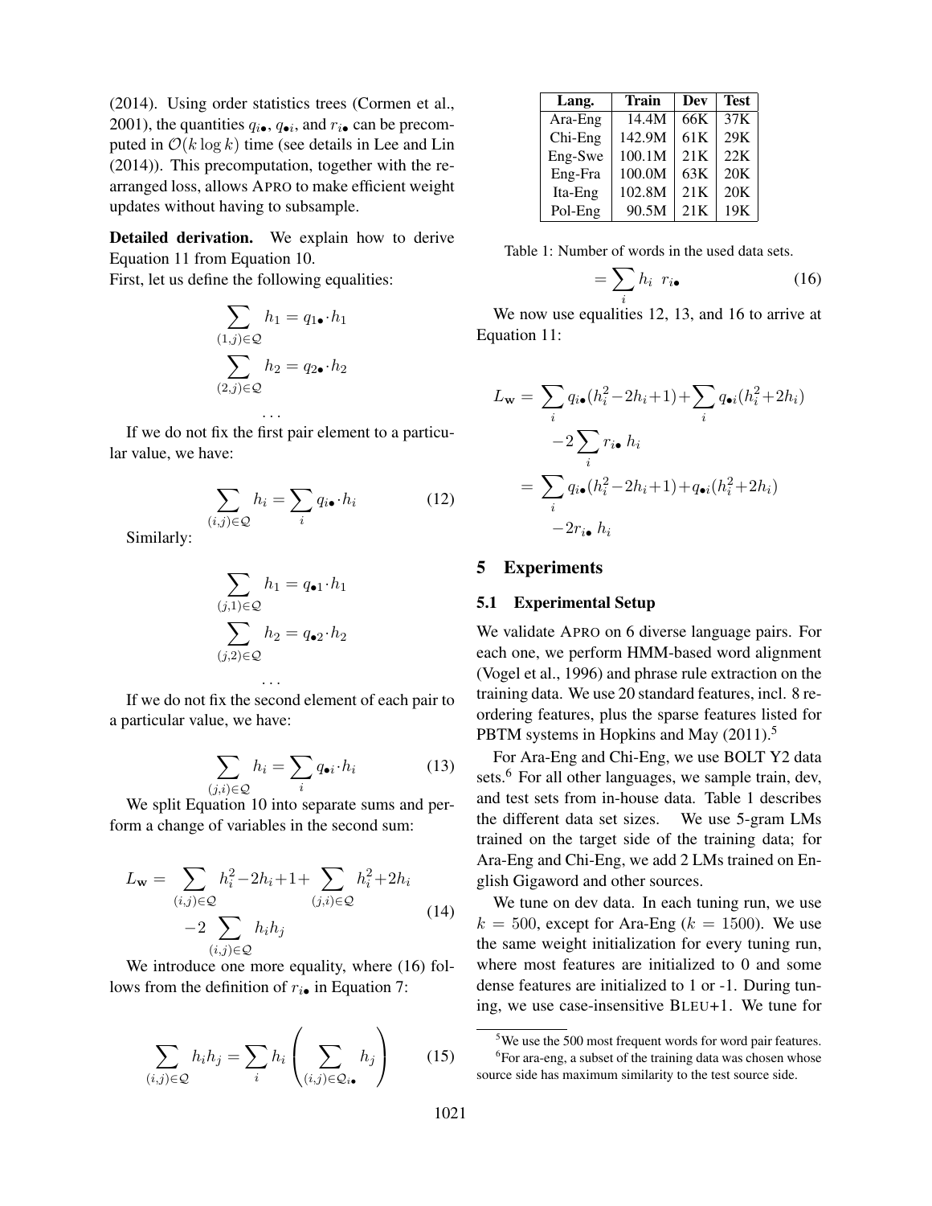(2014). Using order statistics trees (Cormen et al., 2001), the quantities $q_{i\bullet}$, $q_{\bullet i}$, and $r_{i\bullet}$ can be precomputed in $\mathcal{O}(k \log k)$ time (see details in Lee and Lin (2014)). This precomputation, together with the rearranged loss, allows APRO to make efficient weight updates without having to subsample.

**Detailed derivation.** We explain how to derive Equation 11 from Equation 10.

First, let us define the following equalities:

$$\sum_{(1,j)\in\mathcal{Q}} h_1 = q_{1\bullet} \cdot h_1$$

$$\sum_{(2,j)\in\mathcal{Q}} h_2 = q_{2\bullet} \cdot h_2$$

$$\dots$$

If we do not fix the first pair element to a particular value, we have:

$$\sum_{(i,j)\in\mathcal{Q}} h_i = \sum_i q_{i\bullet} \cdot h_i \tag{12}$$

Similarly:

$$\sum_{(j,1)\in\mathcal{Q}} h_1 = q_{\bullet 1} \cdot h_1$$

$$\sum_{(j,2)\in\mathcal{Q}} h_2 = q_{\bullet 2} \cdot h_2$$

$$\dots$$

If we do not fix the second element of each pair to a particular value, we have:

$$\sum_{(j,i)\in\mathcal{Q}} h_i = \sum_i q_{\bullet i} \cdot h_i \tag{13}$$

We split Equation 10 into separate sums and perform a change of variables in the second sum:

$$L_{\mathbf{w}} = \sum_{(i,j)\in\mathcal{Q}} h_i^2 - 2h_i + 1 + \sum_{(j,i)\in\mathcal{Q}} h_i^2 + 2h_i - 2 \sum_{(i,j)\in\mathcal{Q}} h_i h_j \tag{14}$$

We introduce one more equality, where (16) follows from the definition of $r_{i\bullet}$ in Equation 7:

$$\sum_{(i,j)\in\mathcal{Q}} h_i h_j = \sum_i h_i \left( \sum_{(i,j)\in\mathcal{Q}_{i\bullet}} h_j \right) \tag{15}$$

$$= \sum_i h_i \;\; r_{i\bullet} \tag{16}$$

We now use equalities 12, 13, and 16 to arrive at Equation 11:

$$\begin{aligned} L_{\mathbf{w}} &= \sum_i q_{i\bullet}(h_i^2 - 2h_i + 1) + \sum_i q_{\bullet i}(h_i^2 + 2h_i) \\ &\quad - 2 \sum_i r_{i\bullet} \; h_i \\ &= \sum_i q_{i\bullet}(h_i^2 - 2h_i + 1) + q_{\bullet i}(h_i^2 + 2h_i) \\ &\quad - 2 r_{i\bullet} \; h_i \end{aligned}$$

| Lang. | Train | Dev | Test |
|---|---|---|---|
| Ara-Eng | 14.4M | 66K | 37K |
| Chi-Eng | 142.9M | 61K | 29K |
| Eng-Swe | 100.1M | 21K | 22K |
| Eng-Fra | 100.0M | 63K | 20K |
| Ita-Eng | 102.8M | 21K | 20K |
| Pol-Eng | 90.5M | 21K | 19K |

Table 1: Number of words in the used data sets.

## 5 Experiments

### 5.1 Experimental Setup

We validate APRO on 6 diverse language pairs. For each one, we perform HMM-based word alignment (Vogel et al., 1996) and phrase rule extraction on the training data. We use 20 standard features, incl. 8 reordering features, plus the sparse features listed for PBTM systems in Hopkins and May (2011).[5]

For Ara-Eng and Chi-Eng, we use BOLT Y2 data sets.[6] For all other languages, we sample train, dev, and test sets from in-house data. Table 1 describes the different data set sizes. We use 5-gram LMs trained on the target side of the training data; for Ara-Eng and Chi-Eng, we add 2 LMs trained on English Gigaword and other sources.

We tune on dev data. In each tuning run, we use $k = 500$, except for Ara-Eng ($k = 1500$). We use the same weight initialization for every tuning run, where most features are initialized to 0 and some dense features are initialized to 1 or -1. During tuning, we use case-insensitive BLEU+1. We tune for

[5] We use the 500 most frequent words for word pair features.

[6] For ara-eng, a subset of the training data was chosen whose source side has maximum similarity to the test source side.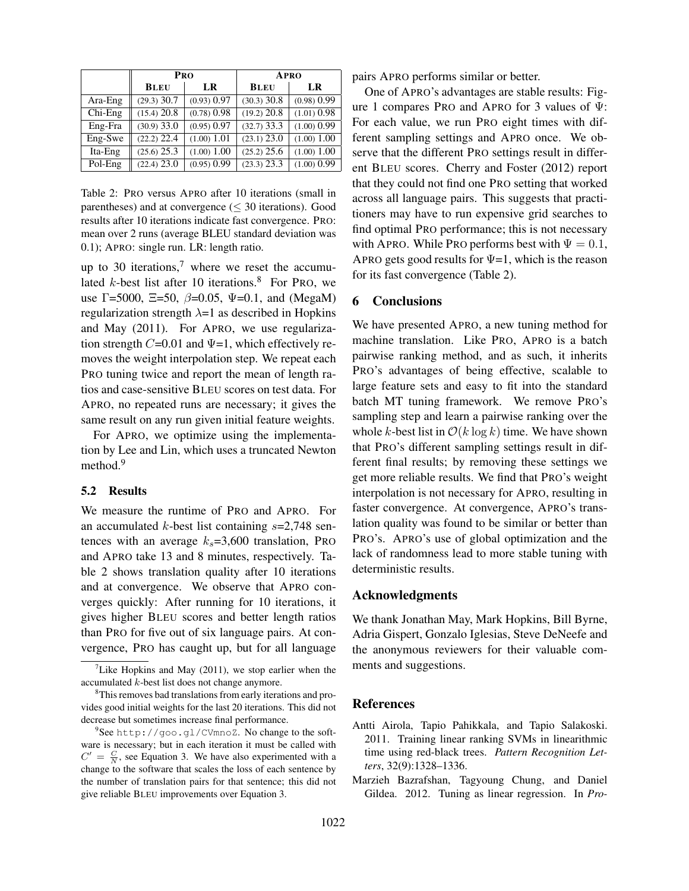| | PRO | | APRO | |
|---|---|---|---|---|
| | BLEU | LR | BLEU | LR |
| Ara-Eng | (29.3) 30.7 | (0.93) 0.97 | (30.3) 30.8 | (0.98) 0.99 |
| Chi-Eng | (15.4) 20.8 | (0.78) 0.98 | (19.2) 20.8 | (1.01) 0.98 |
| Eng-Fra | (30.9) 33.0 | (0.95) 0.97 | (32.7) 33.3 | (1.00) 0.99 |
| Eng-Swe | (22.2) 22.4 | (1.00) 1.01 | (23.1) 23.0 | (1.00) 1.00 |
| Ita-Eng | (25.6) 25.3 | (1.00) 1.00 | (25.2) 25.6 | (1.00) 1.00 |
| Pol-Eng | (22.4) 23.0 | (0.95) 0.99 | (23.3) 23.3 | (1.00) 0.99 |

Table 2: PRO versus APRO after 10 iterations (small in parentheses) and at convergence ($\leq$ 30 iterations). Good results after 10 iterations indicate fast convergence. PRO: mean over 2 runs (average BLEU standard deviation was 0.1); APRO: single run. LR: length ratio.

up to 30 iterations,[7] where we reset the accumulated $k$-best list after 10 iterations.[8] For PRO, we use $\Gamma$=5000, $\Xi$=50, $\beta$=0.05, $\Psi$=0.1, and (MegaM) regularization strength $\lambda$=1 as described in Hopkins and May (2011). For APRO, we use regularization strength $C$=0.01 and $\Psi$=1, which effectively removes the weight interpolation step. We repeat each PRO tuning twice and report the mean of length ratios and case-sensitive BLEU scores on test data. For APRO, no repeated runs are necessary; it gives the same result on any run given initial feature weights.

For APRO, we optimize using the implementation by Lee and Lin, which uses a truncated Newton method.[9]

### 5.2 Results

We measure the runtime of PRO and APRO. For an accumulated $k$-best list containing $s$=2,748 sentences with an average $k_s$=3,600 translation, PRO and APRO take 13 and 8 minutes, respectively. Table 2 shows translation quality after 10 iterations and at convergence. We observe that APRO converges quickly: After running for 10 iterations, it gives higher BLEU scores and better length ratios than PRO for five out of six language pairs. At convergence, PRO has caught up, but for all language pairs APRO performs similar or better.

One of APRO's advantages are stable results: Figure 1 compares PRO and APRO for 3 values of $\Psi$: For each value, we run PRO eight times with different sampling settings and APRO once. We observe that the different PRO settings result in different BLEU scores. Cherry and Foster (2012) report that they could not find one PRO setting that worked across all language pairs. This suggests that practitioners may have to run expensive grid searches to find optimal PRO performance; this is not necessary with APRO. While PRO performs best with $\Psi = 0.1$, APRO gets good results for $\Psi$=1, which is the reason for its fast convergence (Table 2).

## 6 Conclusions

We have presented APRO, a new tuning method for machine translation. Like PRO, APRO is a batch pairwise ranking method, and as such, it inherits PRO's advantages of being effective, scalable to large feature sets and easy to fit into the standard batch MT tuning framework. We remove PRO's sampling step and learn a pairwise ranking over the whole $k$-best list in $\mathcal{O}(k \log k)$ time. We have shown that PRO's different sampling settings result in different final results; by removing these settings we get more reliable results. We find that PRO's weight interpolation is not necessary for APRO, resulting in faster convergence. At convergence, APRO's translation quality was found to be similar or better than PRO's. APRO's use of global optimization and the lack of randomness lead to more stable tuning with deterministic results.

## Acknowledgments

We thank Jonathan May, Mark Hopkins, Bill Byrne, Adria Gispert, Gonzalo Iglesias, Steve DeNeefe and the anonymous reviewers for their valuable comments and suggestions.

## References

Antti Airola, Tapio Pahikkala, and Tapio Salakoski. 2011. Training linear ranking SVMs in linearithmic time using red-black trees. *Pattern Recognition Letters*, 32(9):1328–1336.

Marzieh Bazrafshan, Tagyoung Chung, and Daniel Gildea. 2012. Tuning as linear regression. In *Pro-*

---

[7] Like Hopkins and May (2011), we stop earlier when the accumulated $k$-best list does not change anymore.

[8] This removes bad translations from early iterations and provides good initial weights for the last 20 iterations. This did not decrease but sometimes increase final performance.

[9] See `http://goo.gl/CVmnoZ`. No change to the software is necessary; but in each iteration it must be called with $C' = \frac{C}{N}$, see Equation 3. We have also experimented with a change to the software that scales the loss of each sentence by the number of translation pairs for that sentence; this did not give reliable BLEU improvements over Equation 3.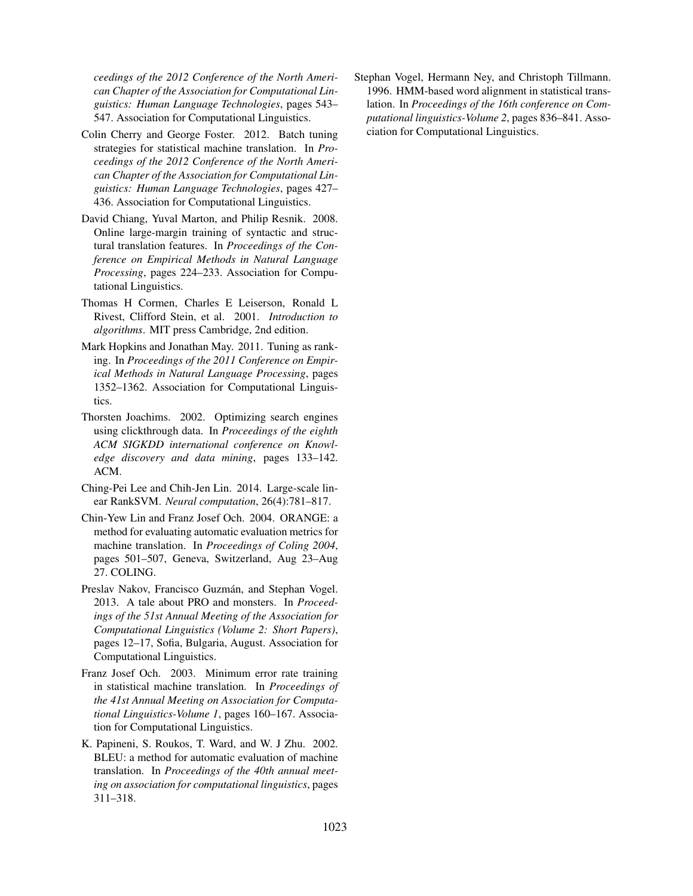*ceedings of the 2012 Conference of the North American Chapter of the Association for Computational Linguistics: Human Language Technologies*, pages 543–547. Association for Computational Linguistics.

Colin Cherry and George Foster. 2012. Batch tuning strategies for statistical machine translation. In *Proceedings of the 2012 Conference of the North American Chapter of the Association for Computational Linguistics: Human Language Technologies*, pages 427–436. Association for Computational Linguistics.

David Chiang, Yuval Marton, and Philip Resnik. 2008. Online large-margin training of syntactic and structural translation features. In *Proceedings of the Conference on Empirical Methods in Natural Language Processing*, pages 224–233. Association for Computational Linguistics.

Thomas H Cormen, Charles E Leiserson, Ronald L Rivest, Clifford Stein, et al. 2001. *Introduction to algorithms*. MIT press Cambridge, 2nd edition.

Mark Hopkins and Jonathan May. 2011. Tuning as ranking. In *Proceedings of the 2011 Conference on Empirical Methods in Natural Language Processing*, pages 1352–1362. Association for Computational Linguistics.

Thorsten Joachims. 2002. Optimizing search engines using clickthrough data. In *Proceedings of the eighth ACM SIGKDD international conference on Knowledge discovery and data mining*, pages 133–142. ACM.

Ching-Pei Lee and Chih-Jen Lin. 2014. Large-scale linear RankSVM. *Neural computation*, 26(4):781–817.

Chin-Yew Lin and Franz Josef Och. 2004. ORANGE: a method for evaluating automatic evaluation metrics for machine translation. In *Proceedings of Coling 2004*, pages 501–507, Geneva, Switzerland, Aug 23–Aug 27. COLING.

Preslav Nakov, Francisco Guzmán, and Stephan Vogel. 2013. A tale about PRO and monsters. In *Proceedings of the 51st Annual Meeting of the Association for Computational Linguistics (Volume 2: Short Papers)*, pages 12–17, Sofia, Bulgaria, August. Association for Computational Linguistics.

Franz Josef Och. 2003. Minimum error rate training in statistical machine translation. In *Proceedings of the 41st Annual Meeting on Association for Computational Linguistics-Volume 1*, pages 160–167. Association for Computational Linguistics.

K. Papineni, S. Roukos, T. Ward, and W. J Zhu. 2002. BLEU: a method for automatic evaluation of machine translation. In *Proceedings of the 40th annual meeting on association for computational linguistics*, pages 311–318.

Stephan Vogel, Hermann Ney, and Christoph Tillmann. 1996. HMM-based word alignment in statistical translation. In *Proceedings of the 16th conference on Computational linguistics-Volume 2*, pages 836–841. Association for Computational Linguistics.